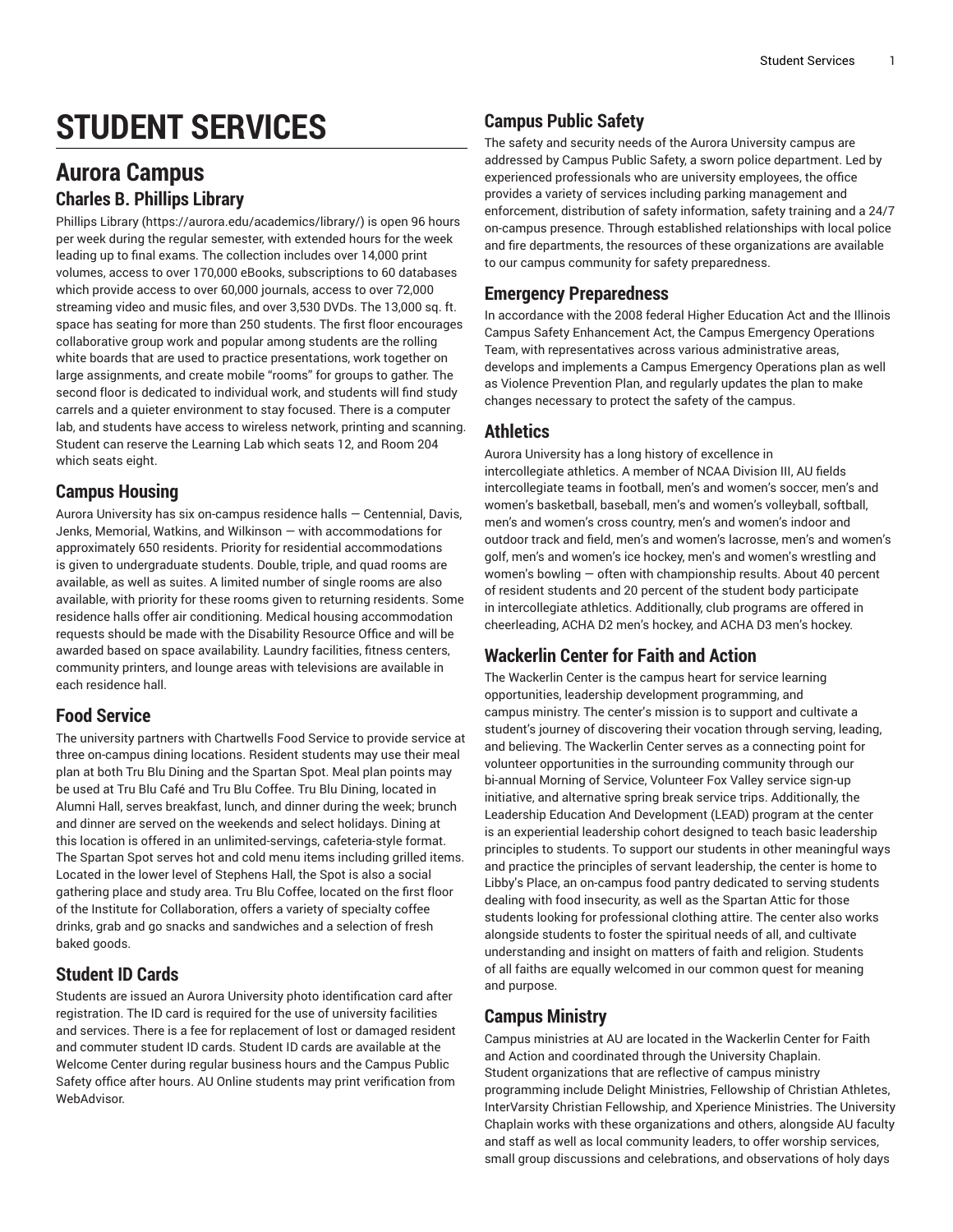# STUDENT SERVICES

## Aurora Campus

### Charles B. Phillips Library

Phillips Library (https://aurora.edu/academics/library/) is open 96 hours per week during the regular semester, with extended hours for the week leading up to final exams. The collection includes over 14,000 print volumes, access to over 170,000 eBooks, subscriptions to 60 databases which provide access to over 60,000 journals, access to over 72,000 streaming video and music files, and over 3,530 DVDs. The 13,000 sq. ft. space has seating for more than 250 students. The first floor encourages collaborative group work and popular among students are the rolling white boards that are used to practice presentations, work together on large assignments, and create mobile "rooms" for groups to gather. The second floor is dedicated to individual work, and students will find study carrels and a quieter environment to stay focused. There is a computer lab, and students have access to wireless network, printing and scanning. Student can reserve the Learning Lab which seats 12, and Room 204 which seats eight.

### Campus Housing

Aurora University has six on-campus residence halls — Centennial, Davis, Jenks, Memorial, Watkins, and Wilkinson — with accommodations for approximately 650 residents. Priority for residential accommodations is given to undergraduate students. Double, triple, and quad rooms are available, as well as suites. A limited number of single rooms are also available, with priority for these rooms given to returning residents. Some residence halls offer air conditioning. Medical housing accommodation requests should be made with the Disability Resource Office and will be awarded based on space availability. Laundry facilities, fitness centers, community printers, and lounge areas with televisions are available in each residence hall.

### Food Service

The university partners with Chartwells Food Service to provide service at three on-campus dining locations. Resident students may use their meal plan at both Tru Blu Dining and the Spartan Spot. Meal plan points may be used at Tru Blu Café and Tru Blu Coffee. Tru Blu Dining, located in Alumni Hall, serves breakfast, lunch, and dinner during the week; brunch and dinner are served on the weekends and select holidays. Dining at this location is offered in an unlimited-servings, cafeteria-style format. The Spartan Spot serves hot and cold menu items including grilled items. Located in the lower level of Stephens Hall, the Spot is also a social gathering place and study area. Tru Blu Coffee, located on the first floor of the Institute for Collaboration, offers a variety of specialty coffee drinks, grab and go snacks and sandwiches and a selection of fresh baked goods.

### Student ID Cards

Students are issued an Aurora University photo identification card after registration. The ID card is required for the use of university facilities and services. There is a fee for replacement of lost or damaged resident and commuter student ID cards. Student ID cards are available at the Welcome Center during regular business hours and the Campus Public Safety office after hours. AU Online students may print verification from WebAdvisor.

### Campus Public Safety

The safety and security needs of the Aurora University campus are addressed by Campus Public Safety, a sworn police department. Led by experienced professionals who are university employees, the office provides a variety of services including parking management and enforcement, distribution of safety information, safety training and a 24/7 on-campus presence. Through established relationships with local police and fire departments, the resources of these organizations are available to our campus community for safety preparedness.

### Emergency Preparedness

In accordance with the 2008 federal Higher Education Act and the Illinois Campus Safety Enhancement Act, the Campus Emergency Operations Team, with representatives across various administrative areas, develops and implements a Campus Emergency Operations plan as well as Violence Prevention Plan, and regularly updates the plan to make changes necessary to protect the safety of the campus.

### Athletics

Aurora University has a long history of excellence in intercollegiate athletics. A member of NCAA Division III, AU fields intercollegiate teams in football, men's and women's soccer, men's and women's basketball, baseball, men's and women's volleyball, softball, men's and women's cross country, men's and women's indoor and outdoor track and field, men's and women's lacrosse, men's and women's golf, men's and women's ice hockey, men's and women's wrestling and women's bowling — often with championship results. About 40 percent of resident students and 20 percent of the student body participate in intercollegiate athletics. Additionally, club programs are offered in cheerleading, ACHA D2 men's hockey, and ACHA D3 men's hockey.

### Wackerlin Center for Faith and Action

The Wackerlin Center is the campus heart for service learning opportunities, leadership development programming, and campus ministry. The center's mission is to support and cultivate a student's journey of discovering their vocation through serving, leading, and believing. The Wackerlin Center serves as a connecting point for volunteer opportunities in the surrounding community through our bi-annual Morning of Service, Volunteer Fox Valley service sign-up initiative, and alternative spring break service trips. Additionally, the Leadership Education And Development (LEAD) program at the center is an experiential leadership cohort designed to teach basic leadership principles to students. To support our students in other meaningful ways and practice the principles of servant leadership, the center is home to Libby's Place, an on-campus food pantry dedicated to serving students dealing with food insecurity, as well as the Spartan Attic for those students looking for professional clothing attire. The center also works alongside students to foster the spiritual needs of all, and cultivate understanding and insight on matters of faith and religion. Students of all faiths are equally welcomed in our common quest for meaning and purpose.

### Campus Ministry

Campus ministries at AU are located in the Wackerlin Center for Faith and Action and coordinated through the University Chaplain. Student organizations that are reflective of campus ministry programming include Delight Ministries, Fellowship of Christian Athletes, InterVarsity Christian Fellowship, and Xperience Ministries. The University Chaplain works with these organizations and others, alongside AU faculty and staff as well as local community leaders, to offer worship services, small group discussions and celebrations, and observations of holy days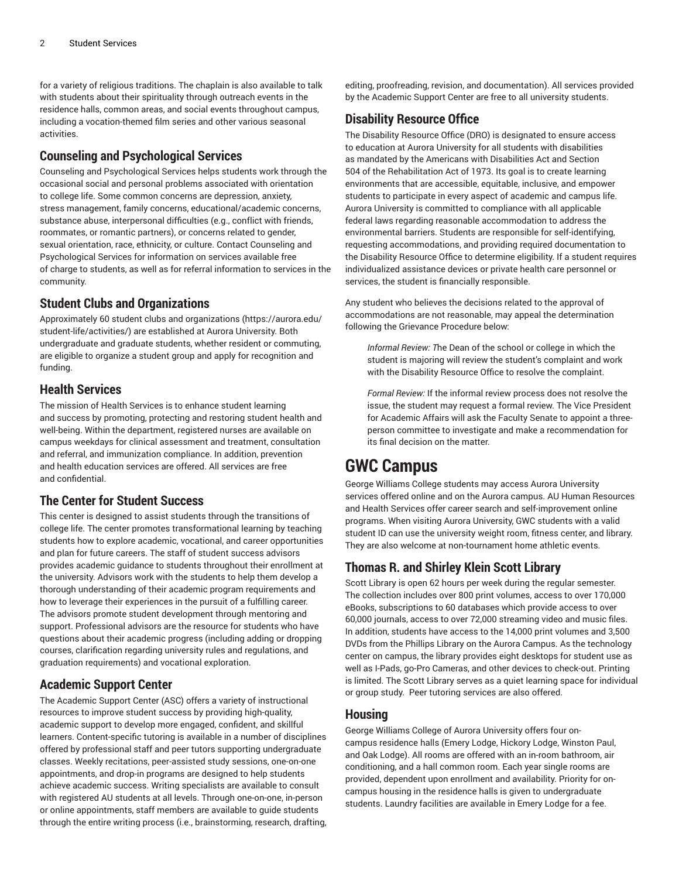for a variety of religious traditions. The chaplain is also available to talk with students about their spirituality through outreach events in the residence halls, common areas, and social events throughout campus, including a vocation-themed film series and other various seasonal activities.

## Counseling and Psychological Services

Counseling and Psychological Services helps students work through the occasional social and personal problems associated with orientation to college life. Some common concerns are depression, anxiety, stress management, family concerns, educational/academic concerns, substance abuse, interpersonal difficulties (e.g., conflict with friends, roommates, or romantic partners), or concerns related to gender, sexual orientation, race, ethnicity, or culture. Contact Counseling and Psychological Services for information on services available free of charge to students, as well as for referral information to services in the community.

## Student Clubs and Organizations

Approximately 60 student clubs and organizations (https://aurora.edu/student-life/activities/) are established at Aurora University. Both undergraduate and graduate students, whether resident or commuting, are eligible to organize a student group and apply for recognition and funding.

## Health Services

The mission of Health Services is to enhance student learning and success by promoting, protecting and restoring student health and well-being. Within the department, registered nurses are available on campus weekdays for clinical assessment and treatment, consultation and referral, and immunization compliance. In addition, prevention and health education services are offered. All services are free and confidential.

## The Center for Student Success

This center is designed to assist students through the transitions of college life. The center promotes transformational learning by teaching students how to explore academic, vocational, and career opportunities and plan for future careers. The staff of student success advisors provides academic guidance to students throughout their enrollment at the university. Advisors work with the students to help them develop a thorough understanding of their academic program requirements and how to leverage their experiences in the pursuit of a fulfilling career. The advisors promote student development through mentoring and support. Professional advisors are the resource for students who have questions about their academic progress (including adding or dropping courses, clarification regarding university rules and regulations, and graduation requirements) and vocational exploration.

## Academic Support Center

The Academic Support Center (ASC) offers a variety of instructional resources to improve student success by providing high-quality, academic support to develop more engaged, confident, and skillful learners. Content-specific tutoring is available in a number of disciplines offered by professional staff and peer tutors supporting undergraduate classes. Weekly recitations, peer-assisted study sessions, one-on-one appointments, and drop-in programs are designed to help students achieve academic success. Writing specialists are available to consult with registered AU students at all levels. Through one-on-one, in-person or online appointments, staff members are available to guide students through the entire writing process (i.e., brainstorming, research, drafting, editing, proofreading, revision, and documentation). All services provided by the Academic Support Center are free to all university students.

## Disability Resource Office

The Disability Resource Office (DRO) is designated to ensure access to education at Aurora University for all students with disabilities as mandated by the Americans with Disabilities Act and Section 504 of the Rehabilitation Act of 1973. Its goal is to create learning environments that are accessible, equitable, inclusive, and empower students to participate in every aspect of academic and campus life. Aurora University is committed to compliance with all applicable federal laws regarding reasonable accommodation to address the environmental barriers. Students are responsible for self-identifying, requesting accommodations, and providing required documentation to the Disability Resource Office to determine eligibility. If a student requires individualized assistance devices or private health care personnel or services, the student is financially responsible.

Any student who believes the decisions related to the approval of accommodations are not reasonable, may appeal the determination following the Grievance Procedure below:

> *Informal Review: T*he Dean of the school or college in which the student is majoring will review the student's complaint and work with the Disability Resource Office to resolve the complaint.
>
> *Formal Review:* If the informal review process does not resolve the issue, the student may request a formal review. The Vice President for Academic Affairs will ask the Faculty Senate to appoint a three-person committee to investigate and make a recommendation for its final decision on the matter.

# GWC Campus

George Williams College students may access Aurora University services offered online and on the Aurora campus. AU Human Resources and Health Services offer career search and self-improvement online programs. When visiting Aurora University, GWC students with a valid student ID can use the university weight room, fitness center, and library. They are also welcome at non-tournament home athletic events.

## Thomas R. and Shirley Klein Scott Library

Scott Library is open 62 hours per week during the regular semester. The collection includes over 800 print volumes, access to over 170,000 eBooks, subscriptions to 60 databases which provide access to over 60,000 journals, access to over 72,000 streaming video and music files. In addition, students have access to the 14,000 print volumes and 3,500 DVDs from the Phillips Library on the Aurora Campus. As the technology center on campus, the library provides eight desktops for student use as well as I-Pads, go-Pro Cameras, and other devices to check-out. Printing is limited. The Scott Library serves as a quiet learning space for individual or group study. Peer tutoring services are also offered.

## Housing

George Williams College of Aurora University offers four on-campus residence halls (Emery Lodge, Hickory Lodge, Winston Paul, and Oak Lodge). All rooms are offered with an in-room bathroom, air conditioning, and a hall common room. Each year single rooms are provided, dependent upon enrollment and availability. Priority for on-campus housing in the residence halls is given to undergraduate students. Laundry facilities are available in Emery Lodge for a fee.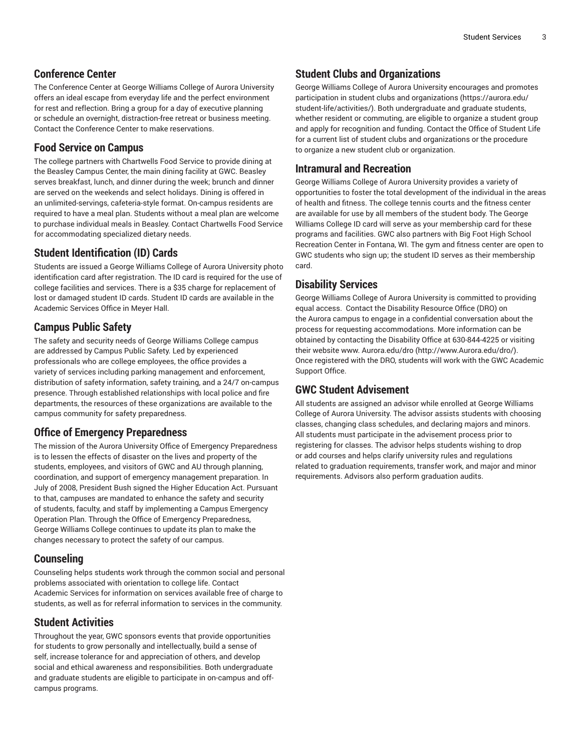## Conference Center

The Conference Center at George Williams College of Aurora University offers an ideal escape from everyday life and the perfect environment for rest and reflection. Bring a group for a day of executive planning or schedule an overnight, distraction-free retreat or business meeting. Contact the Conference Center to make reservations.

## Food Service on Campus

The college partners with Chartwells Food Service to provide dining at the Beasley Campus Center, the main dining facility at GWC. Beasley serves breakfast, lunch, and dinner during the week; brunch and dinner are served on the weekends and select holidays. Dining is offered in an unlimited-servings, cafeteria-style format. On-campus residents are required to have a meal plan. Students without a meal plan are welcome to purchase individual meals in Beasley. Contact Chartwells Food Service for accommodating specialized dietary needs.

## Student Identification (ID) Cards

Students are issued a George Williams College of Aurora University photo identification card after registration. The ID card is required for the use of college facilities and services. There is a $35 charge for replacement of lost or damaged student ID cards. Student ID cards are available in the Academic Services Office in Meyer Hall.

## Campus Public Safety

The safety and security needs of George Williams College campus are addressed by Campus Public Safety. Led by experienced professionals who are college employees, the office provides a variety of services including parking management and enforcement, distribution of safety information, safety training, and a 24/7 on-campus presence. Through established relationships with local police and fire departments, the resources of these organizations are available to the campus community for safety preparedness.

## Office of Emergency Preparedness

The mission of the Aurora University Office of Emergency Preparedness is to lessen the effects of disaster on the lives and property of the students, employees, and visitors of GWC and AU through planning, coordination, and support of emergency management preparation. In July of 2008, President Bush signed the Higher Education Act. Pursuant to that, campuses are mandated to enhance the safety and security of students, faculty, and staff by implementing a Campus Emergency Operation Plan. Through the Office of Emergency Preparedness, George Williams College continues to update its plan to make the changes necessary to protect the safety of our campus.

## Counseling

Counseling helps students work through the common social and personal problems associated with orientation to college life. Contact Academic Services for information on services available free of charge to students, as well as for referral information to services in the community.

## Student Activities

Throughout the year, GWC sponsors events that provide opportunities for students to grow personally and intellectually, build a sense of self, increase tolerance for and appreciation of others, and develop social and ethical awareness and responsibilities. Both undergraduate and graduate students are eligible to participate in on-campus and off-campus programs.

## Student Clubs and Organizations

George Williams College of Aurora University encourages and promotes participation in student clubs and organizations (https://aurora.edu/student-life/activities/). Both undergraduate and graduate students, whether resident or commuting, are eligible to organize a student group and apply for recognition and funding. Contact the Office of Student Life for a current list of student clubs and organizations or the procedure to organize a new student club or organization.

## Intramural and Recreation

George Williams College of Aurora University provides a variety of opportunities to foster the total development of the individual in the areas of health and fitness. The college tennis courts and the fitness center are available for use by all members of the student body. The George Williams College ID card will serve as your membership card for these programs and facilities. GWC also partners with Big Foot High School Recreation Center in Fontana, WI. The gym and fitness center are open to GWC students who sign up; the student ID serves as their membership card.

## Disability Services

George Williams College of Aurora University is committed to providing equal access. Contact the Disability Resource Office (DRO) on the Aurora campus to engage in a confidential conversation about the process for requesting accommodations. More information can be obtained by contacting the Disability Office at 630-844-4225 or visiting their website www. Aurora.edu/dro (http://www.Aurora.edu/dro/). Once registered with the DRO, students will work with the GWC Academic Support Office.

## GWC Student Advisement

All students are assigned an advisor while enrolled at George Williams College of Aurora University. The advisor assists students with choosing classes, changing class schedules, and declaring majors and minors. All students must participate in the advisement process prior to registering for classes. The advisor helps students wishing to drop or add courses and helps clarify university rules and regulations related to graduation requirements, transfer work, and major and minor requirements. Advisors also perform graduation audits.